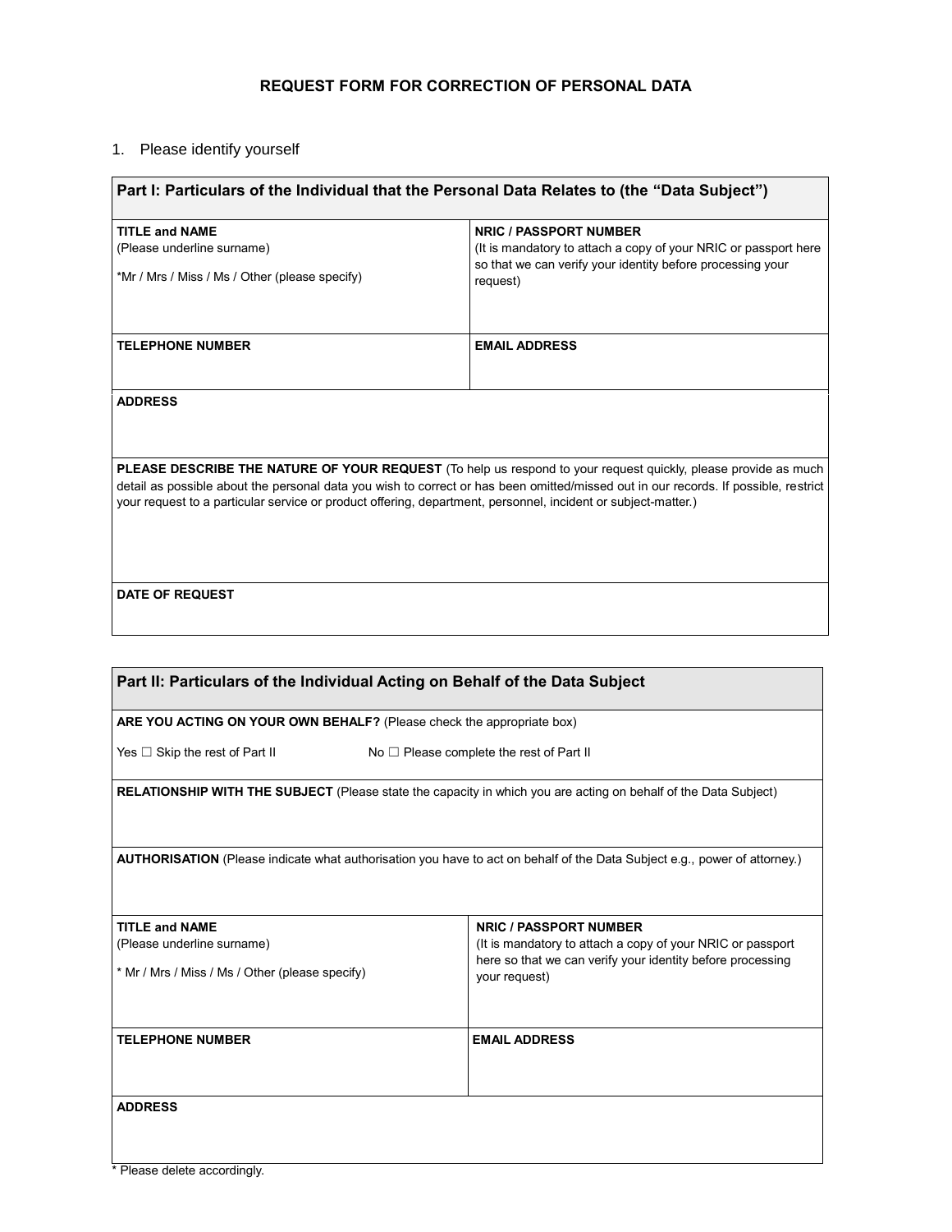# REQUEST FORM FOR CORRECTION OF PERSONAL DATA

1. Please identify yourself

| **Part I: Particulars of the Individual that the Personal Data Relates to (the "Data Subject")** | |
|---|---|
| **TITLE and NAME**<br>(Please underline surname)<br>*Mr / Mrs / Miss / Ms / Other (please specify) | **NRIC / PASSPORT NUMBER**<br>(It is mandatory to attach a copy of your NRIC or passport here so that we can verify your identity before processing your request) |
| **TELEPHONE NUMBER** | **EMAIL ADDRESS** |
| **ADDRESS** | |
| **PLEASE DESCRIBE THE NATURE OF YOUR REQUEST** (To help us respond to your request quickly, please provide as much detail as possible about the personal data you wish to correct or has been omitted/missed out in our records. If possible, restrict your request to a particular service or product offering, department, personnel, incident or subject-matter.) | |
| **DATE OF REQUEST** | |

| **Part II: Particulars of the Individual Acting on Behalf of the Data Subject** | |
|---|---|
| **ARE YOU ACTING ON YOUR OWN BEHALF?** (Please check the appropriate box)<br>Yes ☐ Skip the rest of Part II &nbsp;&nbsp;&nbsp;&nbsp; No ☐ Please complete the rest of Part II | |
| **RELATIONSHIP WITH THE SUBJECT** (Please state the capacity in which you are acting on behalf of the Data Subject) | |
| **AUTHORISATION** (Please indicate what authorisation you have to act on behalf of the Data Subject e.g., power of attorney.) | |
| **TITLE and NAME**<br>(Please underline surname)<br>* Mr / Mrs / Miss / Ms / Other (please specify) | **NRIC / PASSPORT NUMBER**<br>(It is mandatory to attach a copy of your NRIC or passport here so that we can verify your identity before processing your request) |
| **TELEPHONE NUMBER** | **EMAIL ADDRESS** |
| **ADDRESS** | |

* Please delete accordingly.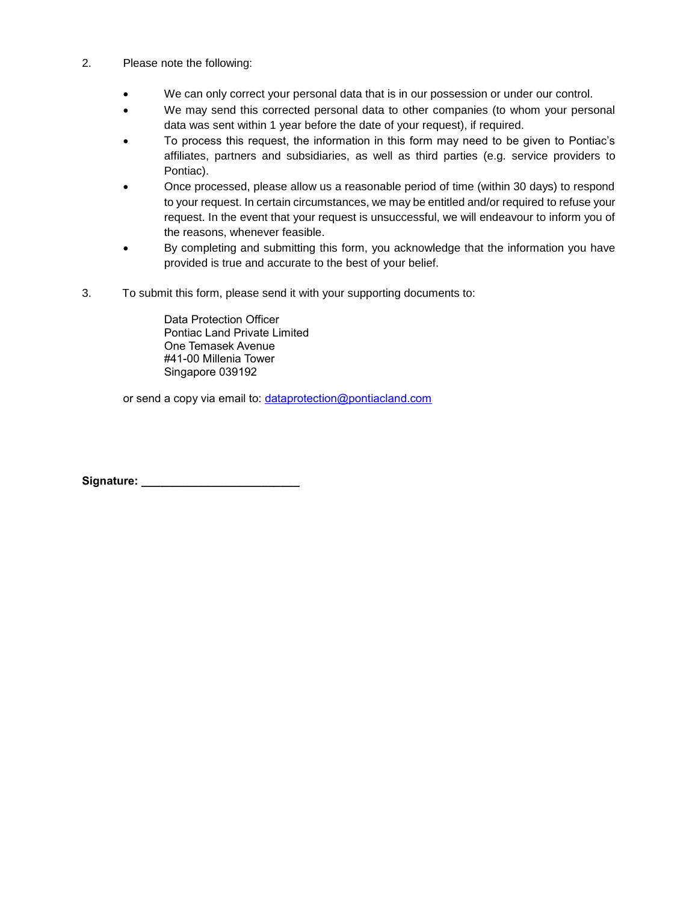2. Please note the following:

   - We can only correct your personal data that is in our possession or under our control.
   - We may send this corrected personal data to other companies (to whom your personal data was sent within 1 year before the date of your request), if required.
   - To process this request, the information in this form may need to be given to Pontiac's affiliates, partners and subsidiaries, as well as third parties (e.g. service providers to Pontiac).
   - Once processed, please allow us a reasonable period of time (within 30 days) to respond to your request. In certain circumstances, we may be entitled and/or required to refuse your request. In the event that your request is unsuccessful, we will endeavour to inform you of the reasons, whenever feasible.
   - By completing and submitting this form, you acknowledge that the information you have provided is true and accurate to the best of your belief.

3. To submit this form, please send it with your supporting documents to:

   Data Protection Officer
   Pontiac Land Private Limited
   One Temasek Avenue
   #41-00 Millenia Tower
   Singapore 039192

   or send a copy via email to: dataprotection@pontiacland.com

**Signature: ________________________**